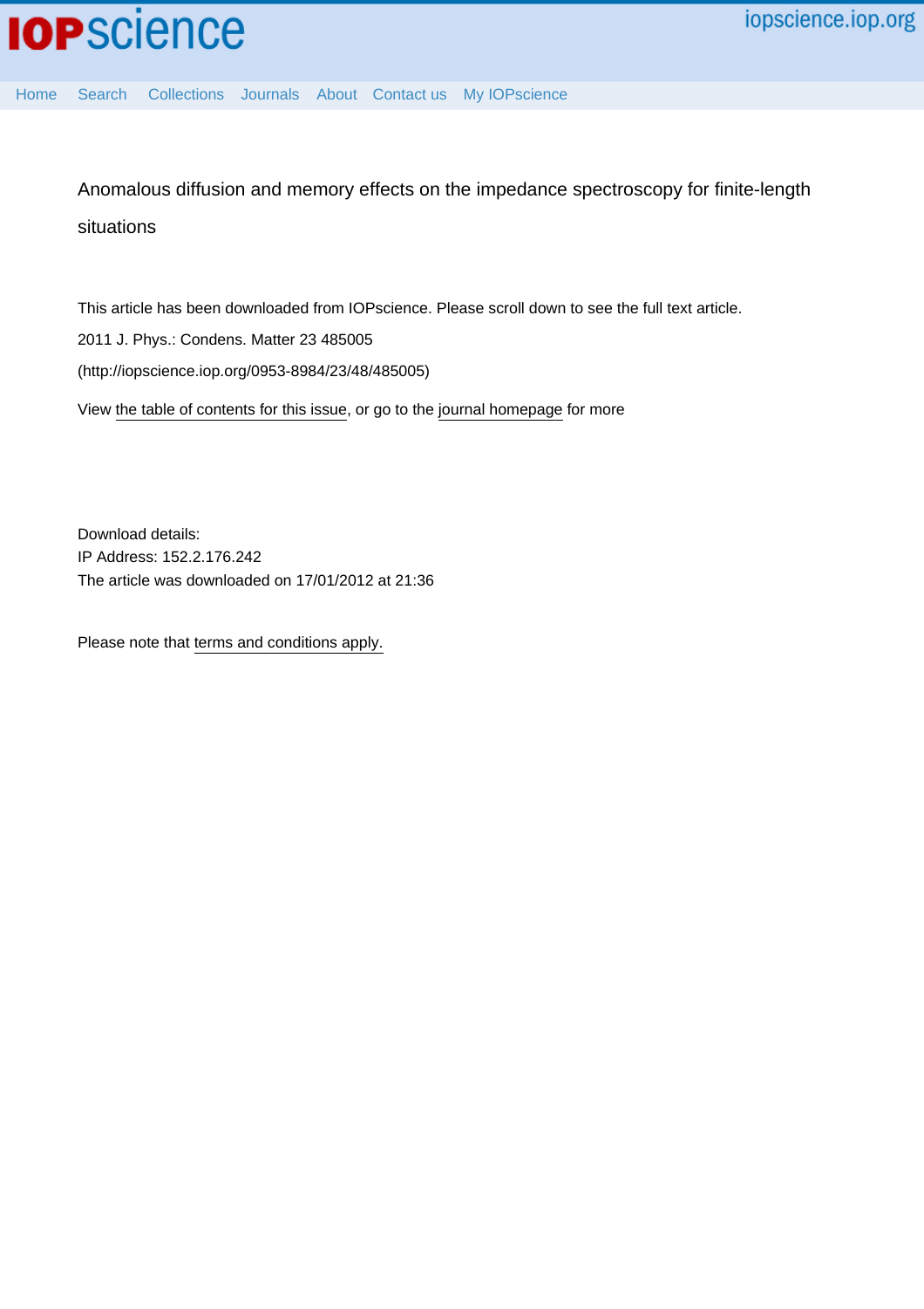# Anomalous diffusion and memory effects on the impedance spectroscopy for finite-length situations

This article has been downloaded from IOPscience. Please scroll down to see the full text article.

2011 J. Phys.: Condens. Matter 23 485005

(http://iopscience.iop.org/0953-8984/23/48/485005)

View the table of contents for this issue, or go to the journal homepage for more

Download details:
IP Address: 152.2.176.242
The article was downloaded on 17/01/2012 at 21:36

Please note that terms and conditions apply.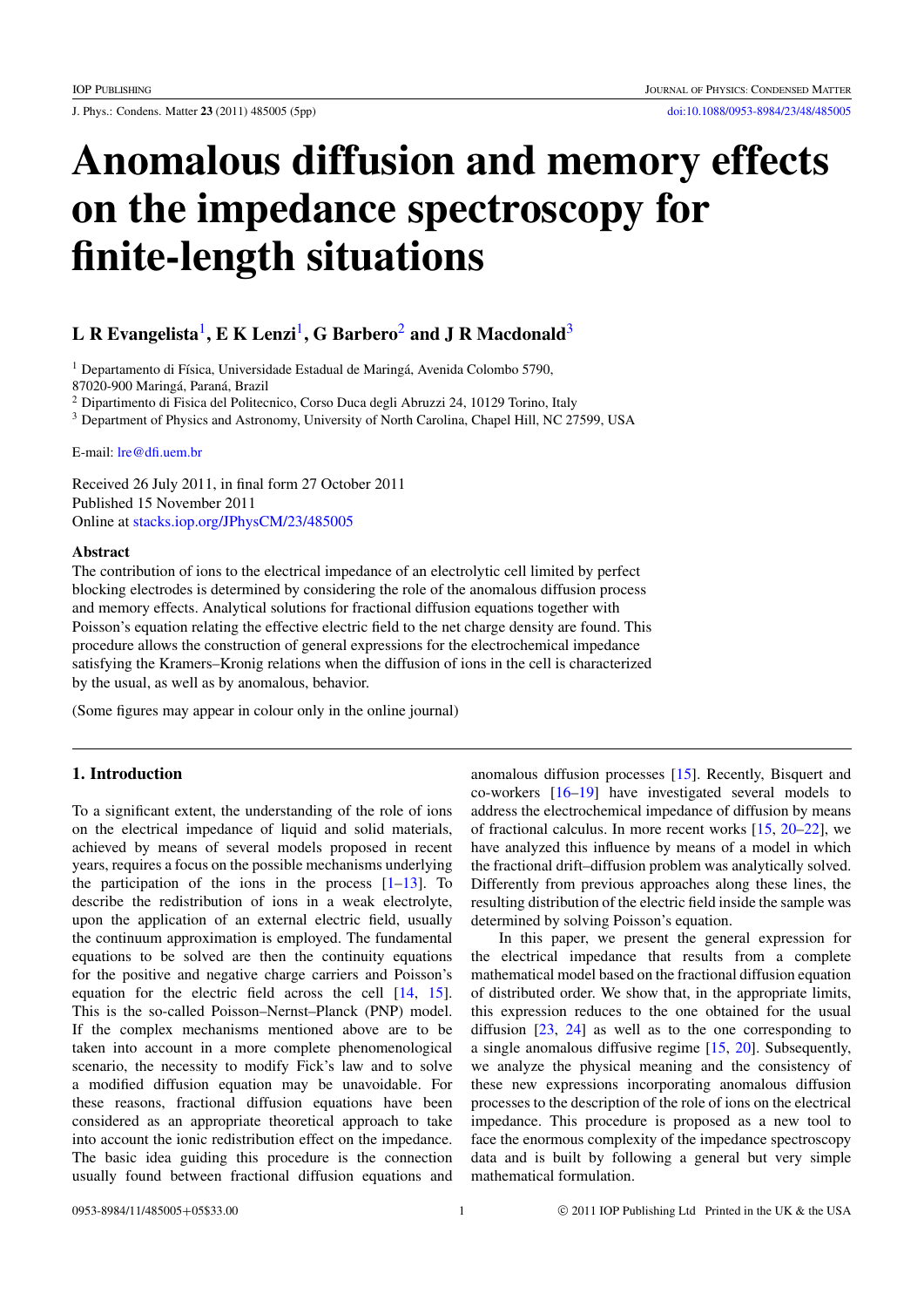# Anomalous diffusion and memory effects on the impedance spectroscopy for finite-length situations

**L R Evangelista[1], E K Lenzi[1], G Barbero[2] and J R Macdonald[3]**

[1] Departamento di Física, Universidade Estadual de Maringá, Avenida Colombo 5790, 87020-900 Maringá, Paraná, Brazil

[2] Dipartimento di Fisica del Politecnico, Corso Duca degli Abruzzi 24, 10129 Torino, Italy

[3] Department of Physics and Astronomy, University of North Carolina, Chapel Hill, NC 27599, USA

E-mail: lre@dfi.uem.br

Received 26 July 2011, in final form 27 October 2011
Published 15 November 2011
Online at stacks.iop.org/JPhysCM/23/485005

### Abstract

The contribution of ions to the electrical impedance of an electrolytic cell limited by perfect blocking electrodes is determined by considering the role of the anomalous diffusion process and memory effects. Analytical solutions for fractional diffusion equations together with Poisson's equation relating the effective electric field to the net charge density are found. This procedure allows the construction of general expressions for the electrochemical impedance satisfying the Kramers–Kronig relations when the diffusion of ions in the cell is characterized by the usual, as well as by anomalous, behavior.

(Some figures may appear in colour only in the online journal)

## 1. Introduction

To a significant extent, the understanding of the role of ions on the electrical impedance of liquid and solid materials, achieved by means of several models proposed in recent years, requires a focus on the possible mechanisms underlying the participation of the ions in the process [1–13]. To describe the redistribution of ions in a weak electrolyte, upon the application of an external electric field, usually the continuum approximation is employed. The fundamental equations to be solved are then the continuity equations for the positive and negative charge carriers and Poisson's equation for the electric field across the cell [14, 15]. This is the so-called Poisson–Nernst–Planck (PNP) model. If the complex mechanisms mentioned above are to be taken into account in a more complete phenomenological scenario, the necessity to modify Fick's law and to solve a modified diffusion equation may be unavoidable. For these reasons, fractional diffusion equations have been considered as an appropriate theoretical approach to take into account the ionic redistribution effect on the impedance. The basic idea guiding this procedure is the connection usually found between fractional diffusion equations and anomalous diffusion processes [15]. Recently, Bisquert and co-workers [16–19] have investigated several models to address the electrochemical impedance of diffusion by means of fractional calculus. In more recent works [15, 20–22], we have analyzed this influence by means of a model in which the fractional drift–diffusion problem was analytically solved. Differently from previous approaches along these lines, the resulting distribution of the electric field inside the sample was determined by solving Poisson's equation.

In this paper, we present the general expression for the electrical impedance that results from a complete mathematical model based on the fractional diffusion equation of distributed order. We show that, in the appropriate limits, this expression reduces to the one obtained for the usual diffusion [23, 24] as well as to the one corresponding to a single anomalous diffusive regime [15, 20]. Subsequently, we analyze the physical meaning and the consistency of these new expressions incorporating anomalous diffusion processes to the description of the role of ions on the electrical impedance. This procedure is proposed as a new tool to face the enormous complexity of the impedance spectroscopy data and is built by following a general but very simple mathematical formulation.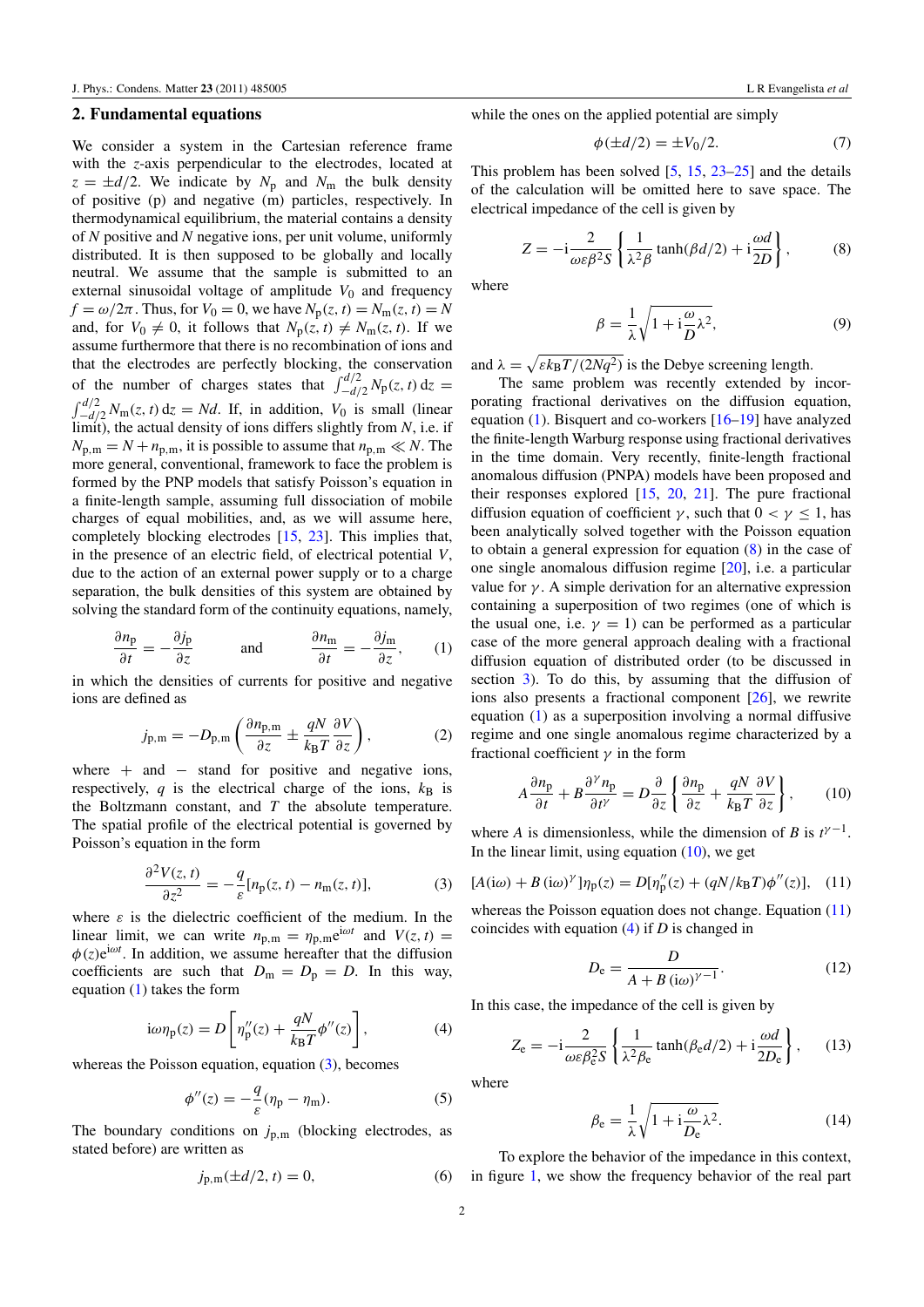## 2. Fundamental equations

We consider a system in the Cartesian reference frame with the $z$-axis perpendicular to the electrodes, located at $z = \pm d/2$. We indicate by $N_{\rm p}$ and $N_{\rm m}$ the bulk density of positive (p) and negative (m) particles, respectively. In thermodynamical equilibrium, the material contains a density of $N$ positive and $N$ negative ions, per unit volume, uniformly distributed. It is then supposed to be globally and locally neutral. We assume that the sample is submitted to an external sinusoidal voltage of amplitude $V_0$ and frequency $f = \omega/2\pi$. Thus, for $V_0 = 0$, we have $N_{\rm p}(z,t) = N_{\rm m}(z,t) = N$ and, for $V_0 \neq 0$, it follows that $N_{\rm p}(z,t) \neq N_{\rm m}(z,t)$. If we assume furthermore that there is no recombination of ions and that the electrodes are perfectly blocking, the conservation of the number of charges states that $\int_{-d/2}^{d/2} N_{\rm p}(z,t)\,{\rm d}z = \int_{-d/2}^{d/2} N_{\rm m}(z,t)\,{\rm d}z = Nd$. If, in addition, $V_0$ is small (linear limit), the actual density of ions differs slightly from $N$, i.e. if $N_{\rm p,m} = N + n_{\rm p,m}$, it is possible to assume that $n_{\rm p,m} \ll N$. The more general, conventional, framework to face the problem is formed by the PNP models that satisfy Poisson's equation in a finite-length sample, assuming full dissociation of mobile charges of equal mobilities, and, as we will assume here, completely blocking electrodes [15, 23]. This implies that, in the presence of an electric field, of electrical potential $V$, due to the action of an external power supply or to a charge separation, the bulk densities of this system are obtained by solving the standard form of the continuity equations, namely,

$$\frac{\partial n_{\rm p}}{\partial t} = -\frac{\partial j_{\rm p}}{\partial z} \qquad \text{and} \qquad \frac{\partial n_{\rm m}}{\partial t} = -\frac{\partial j_{\rm m}}{\partial z}, \tag{1}$$

in which the densities of currents for positive and negative ions are defined as

$$j_{\rm p,m} = -D_{\rm p,m}\left(\frac{\partial n_{\rm p,m}}{\partial z} \pm \frac{qN}{k_{\rm B}T}\frac{\partial V}{\partial z}\right), \tag{2}$$

where $+$ and $-$ stand for positive and negative ions, respectively, $q$ is the electrical charge of the ions, $k_{\rm B}$ is the Boltzmann constant, and $T$ the absolute temperature. The spatial profile of the electrical potential is governed by Poisson's equation in the form

$$\frac{\partial^2 V(z,t)}{\partial z^2} = -\frac{q}{\varepsilon}[n_{\rm p}(z,t) - n_{\rm m}(z,t)], \tag{3}$$

where $\varepsilon$ is the dielectric coefficient of the medium. In the linear limit, we can write $n_{\rm p,m} = \eta_{\rm p,m}{\rm e}^{{\rm i}\omega t}$ and $V(z,t) = \phi(z){\rm e}^{{\rm i}\omega t}$. In addition, we assume hereafter that the diffusion coefficients are such that $D_{\rm m} = D_{\rm p} = D$. In this way, equation (1) takes the form

$${\rm i}\omega\eta_{\rm p}(z) = D\left[\eta_{\rm p}''(z) + \frac{qN}{k_{\rm B}T}\phi''(z)\right], \tag{4}$$

whereas the Poisson equation, equation (3), becomes

$$\phi''(z) = -\frac{q}{\varepsilon}(\eta_{\rm p} - \eta_{\rm m}). \tag{5}$$

The boundary conditions on $j_{\rm p,m}$ (blocking electrodes, as stated before) are written as

$$j_{\rm p,m}(\pm d/2, t) = 0, \tag{6}$$

while the ones on the applied potential are simply

$$\phi(\pm d/2) = \pm V_0/2. \tag{7}$$

This problem has been solved [5, 15, 23–25] and the details of the calculation will be omitted here to save space. The electrical impedance of the cell is given by

$$Z = -{\rm i}\frac{2}{\omega\varepsilon\beta^2 S}\left\{\frac{1}{\lambda^2\beta}\tanh(\beta d/2) + {\rm i}\frac{\omega d}{2D}\right\}, \tag{8}$$

where

$$\beta = \frac{1}{\lambda}\sqrt{1 + {\rm i}\frac{\omega}{D}\lambda^2}, \tag{9}$$

and $\lambda = \sqrt{\varepsilon k_{\rm B}T/(2Nq^2)}$ is the Debye screening length.

The same problem was recently extended by incorporating fractional derivatives on the diffusion equation, equation (1). Bisquert and co-workers [16–19] have analyzed the finite-length Warburg response using fractional derivatives in the time domain. Very recently, finite-length fractional anomalous diffusion (PNPA) models have been proposed and their responses explored [15, 20, 21]. The pure fractional diffusion equation of coefficient $\gamma$, such that $0 < \gamma \leq 1$, has been analytically solved together with the Poisson equation to obtain a general expression for equation (8) in the case of one single anomalous diffusion regime [20], i.e. a particular value for $\gamma$. A simple derivation for an alternative expression containing a superposition of two regimes (one of which is the usual one, i.e. $\gamma = 1$) can be performed as a particular case of the more general approach dealing with a fractional diffusion equation of distributed order (to be discussed in section 3). To do this, by assuming that the diffusion of ions also presents a fractional component [26], we rewrite equation (1) as a superposition involving a normal diffusive regime and one single anomalous regime characterized by a fractional coefficient $\gamma$ in the form

$$A\frac{\partial n_{\rm p}}{\partial t} + B\frac{\partial^\gamma n_{\rm p}}{\partial t^\gamma} = D\frac{\partial}{\partial z}\left\{\frac{\partial n_{\rm p}}{\partial z} + \frac{qN}{k_{\rm B}T}\frac{\partial V}{\partial z}\right\}, \tag{10}$$

where $A$ is dimensionless, while the dimension of $B$ is $t^{\gamma-1}$. In the linear limit, using equation (10), we get

$$[A({\rm i}\omega) + B\,({\rm i}\omega)^\gamma]\eta_{\rm p}(z) = D[\eta_{\rm p}''(z) + (qN/k_{\rm B}T)\phi''(z)], \tag{11}$$

whereas the Poisson equation does not change. Equation (11) coincides with equation (4) if $D$ is changed in

$$D_{\rm e} = \frac{D}{A + B\,({\rm i}\omega)^{\gamma-1}}. \tag{12}$$

In this case, the impedance of the cell is given by

$$Z_{\rm e} = -{\rm i}\frac{2}{\omega\varepsilon\beta_{\rm e}^2 S}\left\{\frac{1}{\lambda^2\beta_{\rm e}}\tanh(\beta_{\rm e} d/2) + {\rm i}\frac{\omega d}{2D_{\rm e}}\right\}, \tag{13}$$

where

$$\beta_{\rm e} = \frac{1}{\lambda}\sqrt{1 + {\rm i}\frac{\omega}{D_{\rm e}}\lambda^2}. \tag{14}$$

To explore the behavior of the impedance in this context, in figure 1, we show the frequency behavior of the real part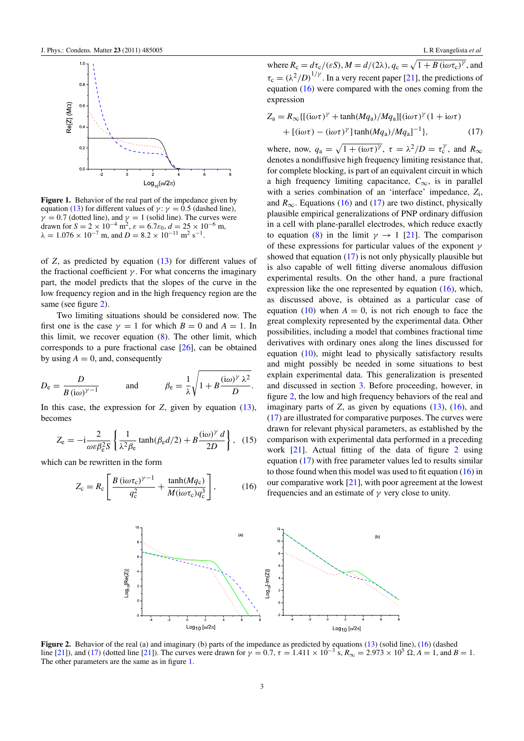**Figure 1.** Behavior of the real part of the impedance given by equation (13) for different values of $\gamma$: $\gamma = 0.5$ (dashed line), $\gamma = 0.7$ (dotted line), and $\gamma = 1$ (solid line). The curves were drawn for $S = 2 \times 10^{-4}$ m$^2$, $\varepsilon = 6.7\varepsilon_0$, $d = 25 \times 10^{-6}$ m, $\lambda = 1.076 \times 10^{-7}$ m, and $D = 8.2 \times 10^{-11}$ m$^2$ s$^{-1}$.

of $Z$, as predicted by equation (13) for different values of the fractional coefficient $\gamma$. For what concerns the imaginary part, the model predicts that the slopes of the curve in the low frequency region and in the high frequency region are the same (see figure 2).

Two limiting situations should be considered now. The first one is the case $\gamma = 1$ for which $B = 0$ and $A = 1$. In this limit, we recover equation (8). The other limit, which corresponds to a pure fractional case [26], can be obtained by using $A = 0$, and, consequently

$$D_e = \frac{D}{B\,(\mathrm{i}\omega)^{\gamma-1}} \qquad \text{and} \qquad \beta_e = \frac{1}{\lambda}\sqrt{1 + B\frac{(\mathrm{i}\omega)^{\gamma}\,\lambda^2}{D}}.$$

In this case, the expression for $Z$, given by equation (13), becomes

$$Z_e = -\mathrm{i}\frac{2}{\omega\varepsilon\beta_e^2 S}\left\{\frac{1}{\lambda^2\beta_e}\tanh(\beta_e d/2) + B\frac{(\mathrm{i}\omega)^{\gamma}\,d}{2D}\right\}, \quad (15)$$

which can be rewritten in the form

$$Z_c = R_c\left[\frac{B\,(\mathrm{i}\omega\tau_c)^{\gamma-1}}{q_c^2} + \frac{\tanh(Mq_c)}{M(\mathrm{i}\omega\tau_c)q_c^3}\right], \quad (16)$$

where $R_c = d\tau_c/(\varepsilon S)$, $M = d/(2\lambda)$, $q_c = \sqrt{1 + B\,(\mathrm{i}\omega\tau_c)^{\gamma}}$, and $\tau_c = (\lambda^2/D)^{1/\gamma}$. In a very recent paper [21], the predictions of equation (16) were compared with the ones coming from the expression

$$Z_a = R_\infty\{[(\mathrm{i}\omega\tau)^{\gamma} + \tanh(Mq_a)/Mq_a][(\mathrm{i}\omega\tau)^{\gamma}(1 + \mathrm{i}\omega\tau) + [(\mathrm{i}\omega\tau) - (\mathrm{i}\omega\tau)^{\gamma}]\tanh(Mq_a)/Mq_a]^{-1}\}, \quad (17)$$

where, now, $q_a = \sqrt{1 + (\mathrm{i}\omega\tau)^{\gamma}}$, $\tau = \lambda^2/D = \tau_c^{\gamma}$, and $R_\infty$ denotes a nondiffusive high frequency limiting resistance that, for complete blocking, is part of an equivalent circuit in which a high frequency limiting capacitance, $C_\infty$, is in parallel with a series combination of an 'interface' impedance, $Z_i$, and $R_\infty$. Equations (16) and (17) are two distinct, physically plausible empirical generalizations of PNP ordinary diffusion in a cell with plane-parallel electrodes, which reduce exactly to equation (8) in the limit $\gamma \to 1$ [21]. The comparison of these expressions for particular values of the exponent $\gamma$ showed that equation (17) is not only physically plausible but is also capable of well fitting diverse anomalous diffusion experimental results. On the other hand, a pure fractional expression like the one represented by equation (16), which, as discussed above, is obtained as a particular case of equation (10) when $A = 0$, is not rich enough to face the great complexity represented by the experimental data. Other possibilities, including a model that combines fractional time derivatives with ordinary ones along the lines discussed for equation (10), might lead to physically satisfactory results and might possibly be needed in some situations to best explain experimental data. This generalization is presented and discussed in section 3. Before proceeding, however, in figure 2, the low and high frequency behaviors of the real and imaginary parts of $Z$, as given by equations (13), (16), and (17) are illustrated for comparative purposes. The curves were drawn for relevant physical parameters, as established by the comparison with experimental data performed in a preceding work [21]. Actual fitting of the data of figure 2 using equation (17) with free parameter values led to results similar to those found when this model was used to fit equation (16) in our comparative work [21], with poor agreement at the lowest frequencies and an estimate of $\gamma$ very close to unity.

**Figure 2.** Behavior of the real (a) and imaginary (b) parts of the impedance as predicted by equations (13) (solid line), (16) (dashed line [21]), and (17) (dotted line [21]). The curves were drawn for $\gamma = 0.7$, $\tau = 1.411 \times 10^{-3}$ s, $R_\infty = 2.973 \times 10^5$ $\Omega$, $A = 1$, and $B = 1$. The other parameters are the same as in figure 1.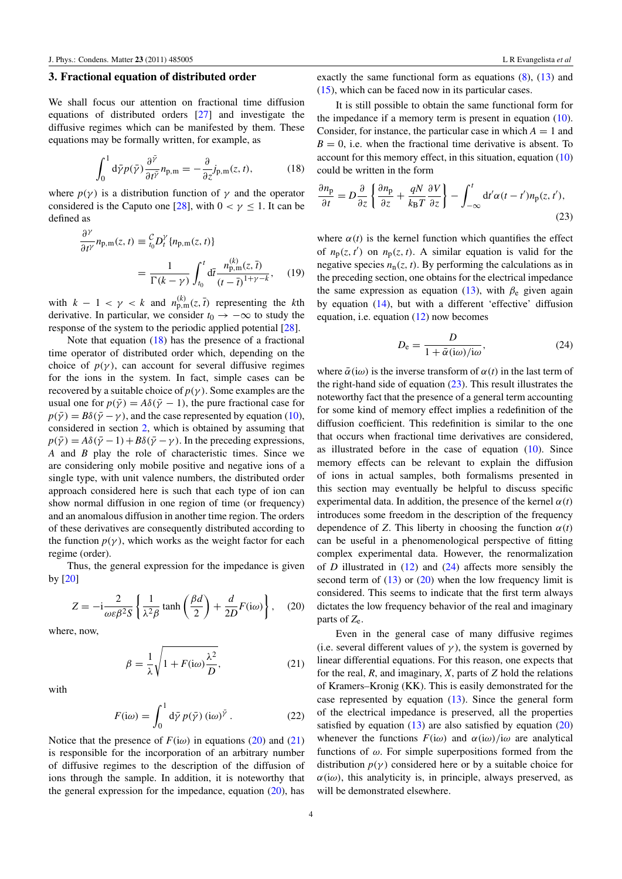## 3. Fractional equation of distributed order

We shall focus our attention on fractional time diffusion equations of distributed orders [27] and investigate the diffusive regimes which can be manifested by them. These equations may be formally written, for example, as

$$\int_0^1 \mathrm{d}\bar{\gamma}\, p(\bar{\gamma}) \frac{\partial^{\bar{\gamma}}}{\partial t^{\bar{\gamma}}} n_{\mathrm{p,m}} = -\frac{\partial}{\partial z} j_{\mathrm{p,m}}(z,t), \tag{18}$$

where $p(\gamma)$ is a distribution function of $\gamma$ and the operator considered is the Caputo one [28], with $0 < \gamma \leq 1$. It can be defined as

$$\frac{\partial^{\gamma}}{\partial t^{\gamma}} n_{\mathrm{p,m}}(z,t) \equiv {}^{\mathcal{C}}_{t_0}D_t^{\gamma}\{n_{\mathrm{p,m}}(z,t)\}$$

$$= \frac{1}{\Gamma(k-\gamma)} \int_{t_0}^{t} \mathrm{d}\bar{t}\, \frac{n^{(k)}_{\mathrm{p,m}}(z,\bar{t})}{(t-\bar{t})^{1+\gamma-k}}, \tag{19}$$

with $k-1 < \gamma < k$ and $n^{(k)}_{\mathrm{p,m}}(z,\bar{t})$ representing the $k$th derivative. In particular, we consider $t_0 \to -\infty$ to study the response of the system to the periodic applied potential [28].

Note that equation (18) has the presence of a fractional time operator of distributed order which, depending on the choice of $p(\gamma)$, can account for several diffusive regimes for the ions in the system. In fact, simple cases can be recovered by a suitable choice of $p(\gamma)$. Some examples are the usual one for $p(\bar{\gamma}) = A\delta(\bar{\gamma}-1)$, the pure fractional case for $p(\bar{\gamma}) = B\delta(\bar{\gamma}-\gamma)$, and the case represented by equation (10), considered in section 2, which is obtained by assuming that $p(\bar{\gamma}) = A\delta(\bar{\gamma}-1) + B\delta(\bar{\gamma}-\gamma)$. In the preceding expressions, $A$ and $B$ play the role of characteristic times. Since we are considering only mobile positive and negative ions of a single type, with unit valence numbers, the distributed order approach considered here is such that each type of ion can show normal diffusion in one region of time (or frequency) and an anomalous diffusion in another time region. The orders of these derivatives are consequently distributed according to the function $p(\gamma)$, which works as the weight factor for each regime (order).

Thus, the general expression for the impedance is given by [20]

$$Z = -\mathrm{i}\frac{2}{\omega\varepsilon\beta^2 S}\left\{\frac{1}{\lambda^2\beta}\tanh\left(\frac{\beta d}{2}\right) + \frac{d}{2D}F(\mathrm{i}\omega)\right\}, \tag{20}$$

where, now,

$$\beta = \frac{1}{\lambda}\sqrt{1 + F(\mathrm{i}\omega)\frac{\lambda^2}{D}}, \tag{21}$$

with

$$F(\mathrm{i}\omega) = \int_0^1 \mathrm{d}\bar{\gamma}\, p(\bar{\gamma})\,(\mathrm{i}\omega)^{\bar{\gamma}}. \tag{22}$$

Notice that the presence of $F(\mathrm{i}\omega)$ in equations (20) and (21) is responsible for the incorporation of an arbitrary number of diffusive regimes to the description of the diffusion of ions through the sample. In addition, it is noteworthy that the general expression for the impedance, equation (20), has exactly the same functional form as equations (8), (13) and (15), which can be faced now in its particular cases.

It is still possible to obtain the same functional form for the impedance if a memory term is present in equation (10). Consider, for instance, the particular case in which $A = 1$ and $B = 0$, i.e. when the fractional time derivative is absent. To account for this memory effect, in this situation, equation (10) could be written in the form

$$\frac{\partial n_{\mathrm{p}}}{\partial t} = D\frac{\partial}{\partial z}\left\{\frac{\partial n_{\mathrm{p}}}{\partial z} + \frac{qN}{k_{\mathrm{B}}T}\frac{\partial V}{\partial z}\right\} - \int_{-\infty}^{t} \mathrm{d}t'\,\alpha(t-t')\,n_{\mathrm{p}}(z,t'), \tag{23}$$

where $\alpha(t)$ is the kernel function which quantifies the effect of $n_{\mathrm{p}}(z,t')$ on $n_{\mathrm{p}}(z,t)$. A similar equation is valid for the negative species $n_{\mathrm{n}}(z,t)$. By performing the calculations as in the preceding section, one obtains for the electrical impedance the same expression as equation (13), with $\beta_{\mathrm{e}}$ given again by equation (14), but with a different 'effective' diffusion equation, i.e. equation (12) now becomes

$$D_{\mathrm{e}} = \frac{D}{1 + \bar{\alpha}(\mathrm{i}\omega)/\mathrm{i}\omega}, \tag{24}$$

where $\bar{\alpha}(\mathrm{i}\omega)$ is the inverse transform of $\alpha(t)$ in the last term of the right-hand side of equation (23). This result illustrates the noteworthy fact that the presence of a general term accounting for some kind of memory effect implies a redefinition of the diffusion coefficient. This redefinition is similar to the one that occurs when fractional time derivatives are considered, as illustrated before in the case of equation (10). Since memory effects can be relevant to explain the diffusion of ions in actual samples, both formalisms presented in this section may eventually be helpful to discuss specific experimental data. In addition, the presence of the kernel $\alpha(t)$ introduces some freedom in the description of the frequency dependence of $Z$. This liberty in choosing the function $\alpha(t)$ can be useful in a phenomenological perspective of fitting complex experimental data. However, the renormalization of $D$ illustrated in (12) and (24) affects more sensibly the second term of (13) or (20) when the low frequency limit is considered. This seems to indicate that the first term always dictates the low frequency behavior of the real and imaginary parts of $Z_{\mathrm{e}}$.

Even in the general case of many diffusive regimes (i.e. several different values of $\gamma$), the system is governed by linear differential equations. For this reason, one expects that for the real, $R$, and imaginary, $X$, parts of $Z$ hold the relations of Kramers–Kronig (KK). This is easily demonstrated for the case represented by equation (13). Since the general form of the electrical impedance is preserved, all the properties satisfied by equation (13) are also satisfied by equation (20) whenever the functions $F(\mathrm{i}\omega)$ and $\alpha(\mathrm{i}\omega)/\mathrm{i}\omega$ are analytical functions of $\omega$. For simple superpositions formed from the distribution $p(\gamma)$ considered here or by a suitable choice for $\alpha(\mathrm{i}\omega)$, this analyticity is, in principle, always preserved, as will be demonstrated elsewhere.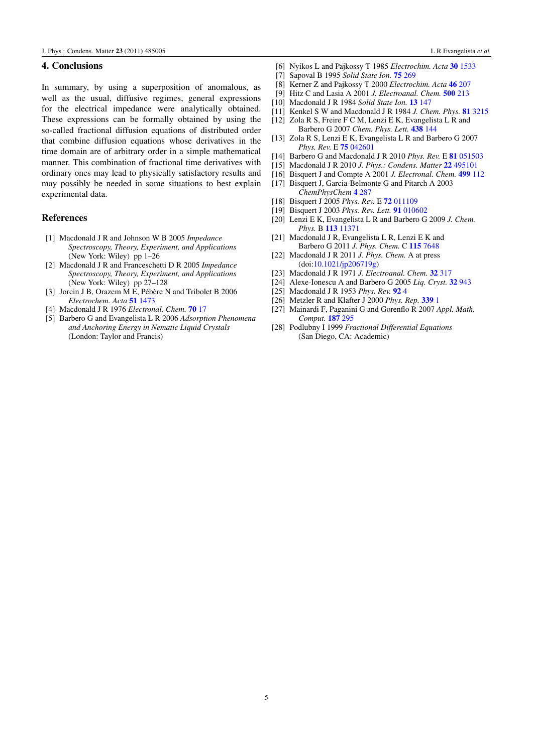## 4. Conclusions

In summary, by using a superposition of anomalous, as well as the usual, diffusive regimes, general expressions for the electrical impedance were analytically obtained. These expressions can be formally obtained by using the so-called fractional diffusion equations of distributed order that combine diffusion equations whose derivatives in the time domain are of arbitrary order in a simple mathematical manner. This combination of fractional time derivatives with ordinary ones may lead to physically satisfactory results and may possibly be needed in some situations to best explain experimental data.

## References

[1] Macdonald J R and Johnson W B 2005 *Impedance Spectroscopy, Theory, Experiment, and Applications* (New York: Wiley) pp 1–26

[2] Macdonald J R and Franceschetti D R 2005 *Impedance Spectroscopy, Theory, Experiment, and Applications* (New York: Wiley) pp 27–128

[3] Jorcin J B, Orazem M E, Pébère N and Tribolet B 2006 *Electrochem. Acta* **51** 1473

[4] Macdonald J R 1976 *Electronal. Chem.* **70** 17

[5] Barbero G and Evangelista L R 2006 *Adsorption Phenomena and Anchoring Energy in Nematic Liquid Crystals* (London: Taylor and Francis)

[6] Nyikos L and Pajkossy T 1985 *Electrochim. Acta* **30** 1533

[7] Sapoval B 1995 *Solid State Ion.* **75** 269

[8] Kerner Z and Pajkossy T 2000 *Electrochim. Acta* **46** 207

[9] Hitz C and Lasia A 2001 *J. Electroanal. Chem.* **500** 213

[10] Macdonald J R 1984 *Solid State Ion.* **13** 147

[11] Kenkel S W and Macdonald J R 1984 *J. Chem. Phys.* **81** 3215

[12] Zola R S, Freire F C M, Lenzi E K, Evangelista L R and Barbero G 2007 *Chem. Phys. Lett.* **438** 144

[13] Zola R S, Lenzi E K, Evangelista L R and Barbero G 2007 *Phys. Rev.* E **75** 042601

[14] Barbero G and Macdonald J R 2010 *Phys. Rev.* E **81** 051503

[15] Macdonald J R 2010 *J. Phys.: Condens. Matter* **22** 495101

[16] Bisquert J and Compte A 2001 *J. Electronal. Chem.* **499** 112

[17] Bisquert J, Garcia-Belmonte G and Pitarch A 2003 *ChemPhysChem* **4** 287

[18] Bisquert J 2005 *Phys. Rev.* E **72** 011109

[19] Bisquert J 2003 *Phys. Rev. Lett.* **91** 010602

[20] Lenzi E K, Evangelista L R and Barbero G 2009 *J. Chem. Phys.* B **113** 11371

[21] Macdonald J R, Evangelista L R, Lenzi E K and Barbero G 2011 *J. Phys. Chem.* C **115** 7648

[22] Macdonald J R 2011 *J. Phys. Chem.* A at press (doi:10.1021/jp206719g)

[23] Macdonald J R 1971 *J. Electroanal. Chem.* **32** 317

[24] Alexe-Ionescu A and Barbero G 2005 *Liq. Cryst.* **32** 943

[25] Macdonald J R 1953 *Phys. Rev.* **92** 4

[26] Metzler R and Klafter J 2000 *Phys. Rep.* **339** 1

[27] Mainardi F, Paganini G and Gorenflo R 2007 *Appl. Math. Comput.* **187** 295

[28] Podlubny I 1999 *Fractional Differential Equations* (San Diego, CA: Academic)